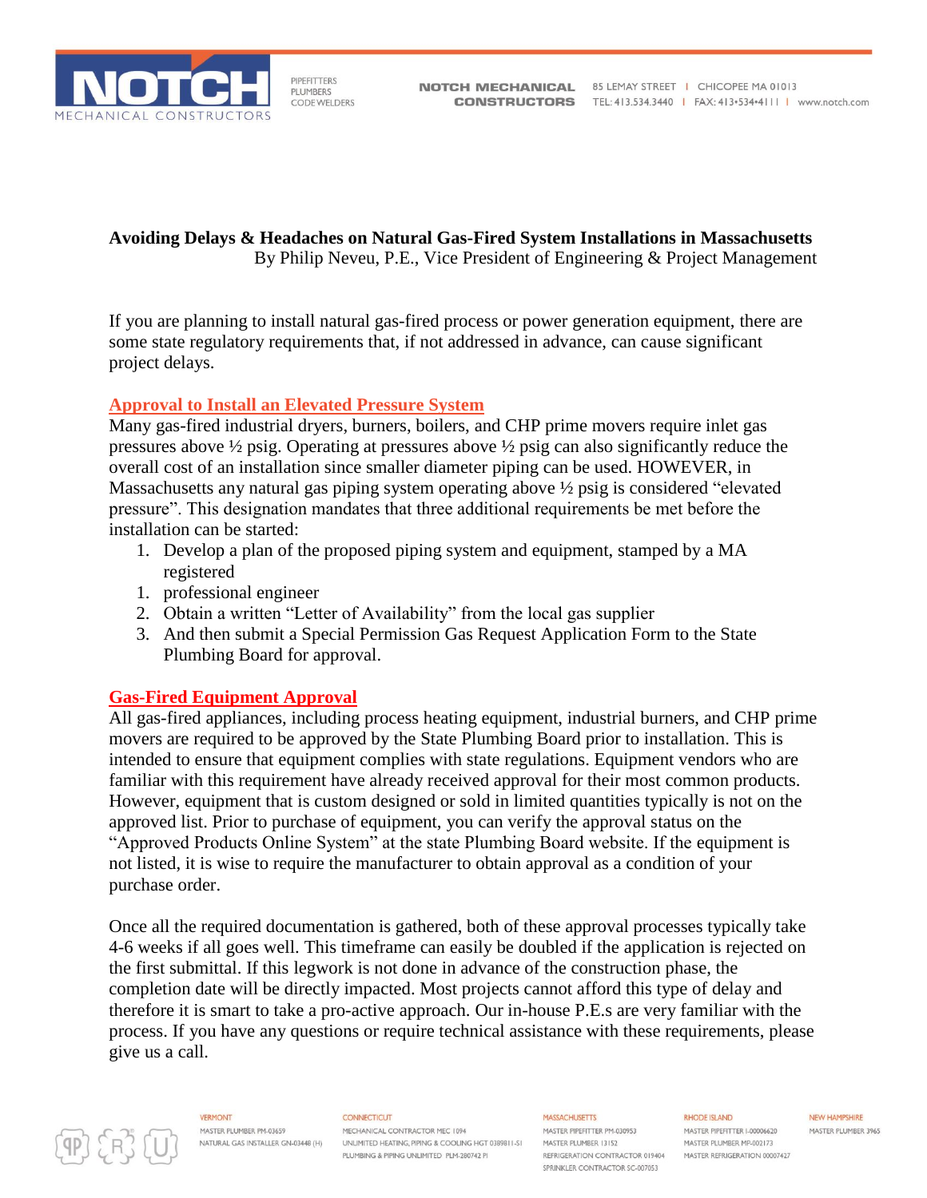# Avoiding Delays & Headaches on Natural Gas-Fired System Installations in Massachusetts

By Philip Neveu, P.E., Vice President of Engineering & Project Management

If you are planning to install natural gas-fired process or power generation equipment, there are some state regulatory requirements that, if not addressed in advance, can cause significant project delays.

## Approval to Install an Elevated Pressure System

Many gas-fired industrial dryers, burners, boilers, and CHP prime movers require inlet gas pressures above ½ psig. Operating at pressures above ½ psig can also significantly reduce the overall cost of an installation since smaller diameter piping can be used. HOWEVER, in Massachusetts any natural gas piping system operating above ½ psig is considered "elevated pressure". This designation mandates that three additional requirements be met before the installation can be started:

1. Develop a plan of the proposed piping system and equipment, stamped by a MA registered
1. professional engineer
2. Obtain a written "Letter of Availability" from the local gas supplier
3. And then submit a Special Permission Gas Request Application Form to the State Plumbing Board for approval.

## Gas-Fired Equipment Approval

All gas-fired appliances, including process heating equipment, industrial burners, and CHP prime movers are required to be approved by the State Plumbing Board prior to installation. This is intended to ensure that equipment complies with state regulations. Equipment vendors who are familiar with this requirement have already received approval for their most common products. However, equipment that is custom designed or sold in limited quantities typically is not on the approved list. Prior to purchase of equipment, you can verify the approval status on the "Approved Products Online System" at the state Plumbing Board website. If the equipment is not listed, it is wise to require the manufacturer to obtain approval as a condition of your purchase order.

Once all the required documentation is gathered, both of these approval processes typically take 4-6 weeks if all goes well. This timeframe can easily be doubled if the application is rejected on the first submittal. If this legwork is not done in advance of the construction phase, the completion date will be directly impacted. Most projects cannot afford this type of delay and therefore it is smart to take a pro-active approach. Our in-house P.E.s are very familiar with the process. If you have any questions or require technical assistance with these requirements, please give us a call.